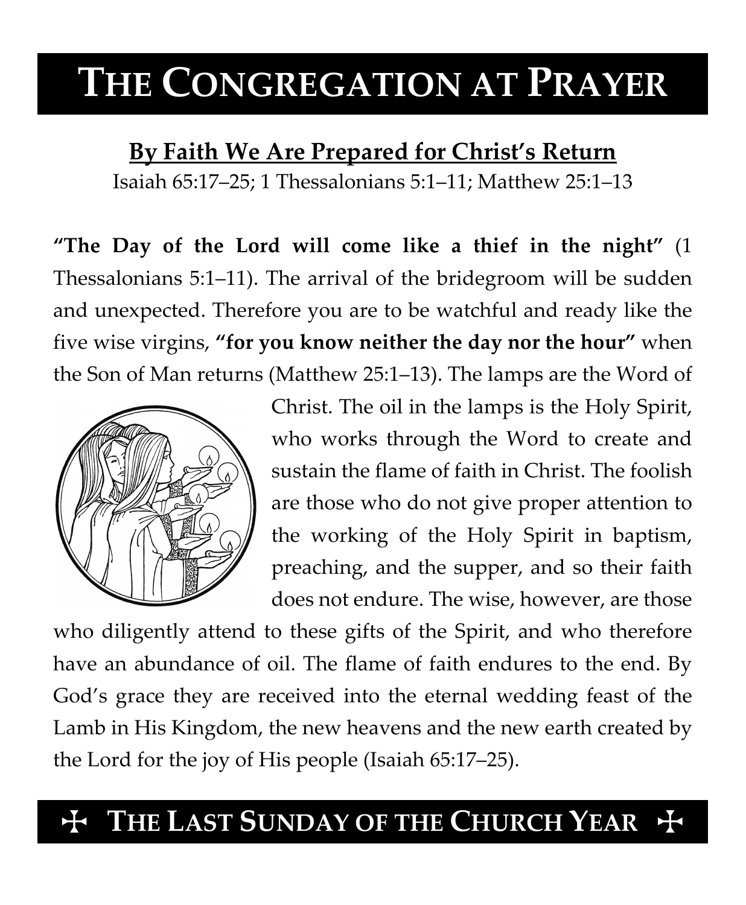# THE CONGREGATION AT PRAYER

## By Faith We Are Prepared for Christ's Return

Isaiah 65:17–25; 1 Thessalonians 5:1–11; Matthew 25:1–13

**"The Day of the Lord will come like a thief in the night"** (1 Thessalonians 5:1–11). The arrival of the bridegroom will be sudden and unexpected. Therefore you are to be watchful and ready like the five wise virgins, **"for you know neither the day nor the hour"** when the Son of Man returns (Matthew 25:1–13). The lamps are the Word of Christ. The oil in the lamps is the Holy Spirit, who works through the Word to create and sustain the flame of faith in Christ. The foolish are those who do not give proper attention to the working of the Holy Spirit in baptism, preaching, and the supper, and so their faith does not endure. The wise, however, are those who diligently attend to these gifts of the Spirit, and who therefore have an abundance of oil. The flame of faith endures to the end. By God's grace they are received into the eternal wedding feast of the Lamb in His Kingdom, the new heavens and the new earth created by the Lord for the joy of His people (Isaiah 65:17–25).

## ☩ THE LAST SUNDAY OF THE CHURCH YEAR ☩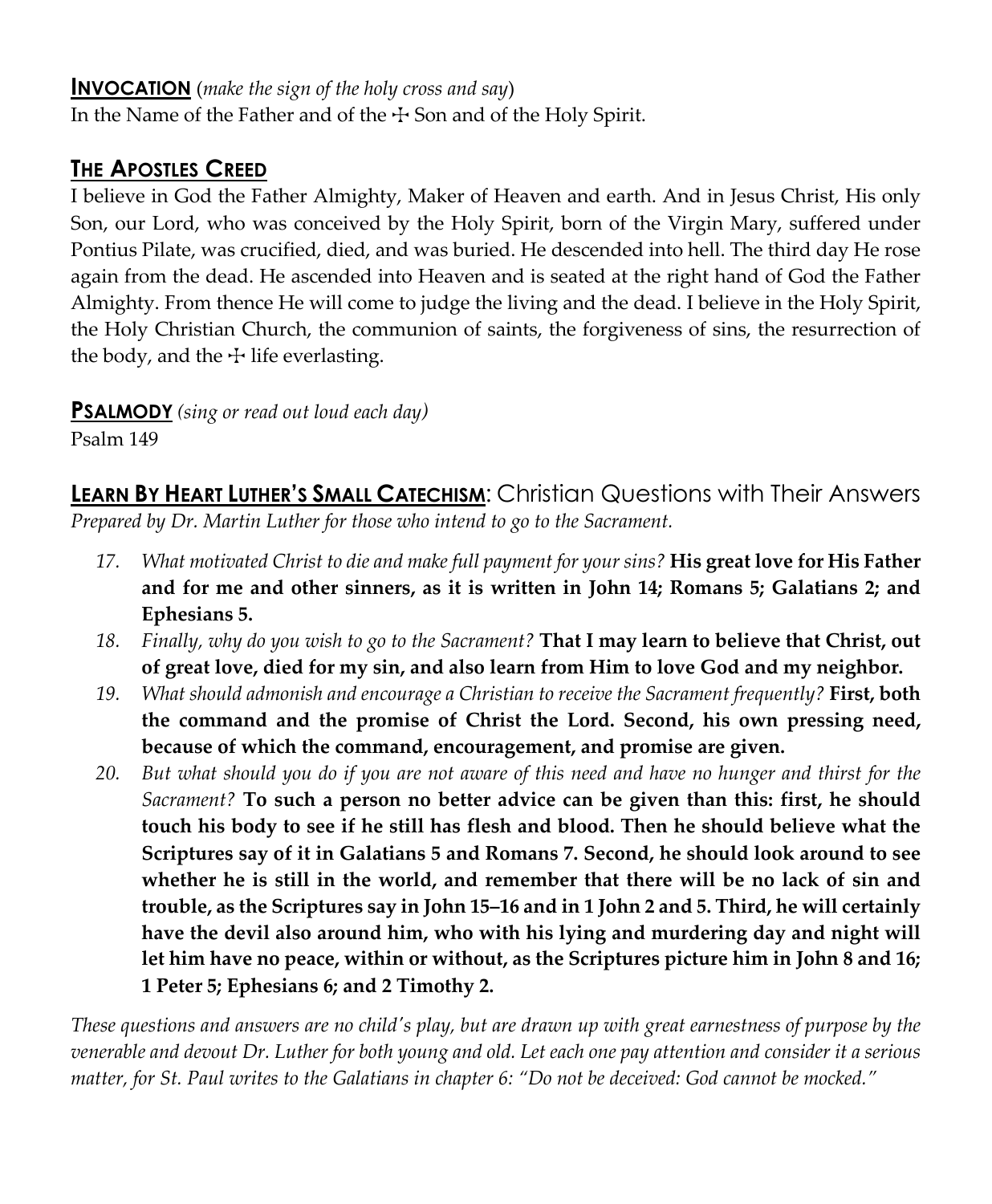**INVOCATION** (*make the sign of the holy cross and say*)
In the Name of the Father and of the ☩ Son and of the Holy Spirit.

## THE APOSTLES CREED

I believe in God the Father Almighty, Maker of Heaven and earth. And in Jesus Christ, His only Son, our Lord, who was conceived by the Holy Spirit, born of the Virgin Mary, suffered under Pontius Pilate, was crucified, died, and was buried. He descended into hell. The third day He rose again from the dead. He ascended into Heaven and is seated at the right hand of God the Father Almighty. From thence He will come to judge the living and the dead. I believe in the Holy Spirit, the Holy Christian Church, the communion of saints, the forgiveness of sins, the resurrection of the body, and the ☩ life everlasting.

**PSALMODY** *(sing or read out loud each day)*
Psalm 149

## LEARN BY HEART LUTHER'S SMALL CATECHISM: Christian Questions with Their Answers

*Prepared by Dr. Martin Luther for those who intend to go to the Sacrament.*

17. *What motivated Christ to die and make full payment for your sins?* **His great love for His Father and for me and other sinners, as it is written in John 14; Romans 5; Galatians 2; and Ephesians 5.**
18. *Finally, why do you wish to go to the Sacrament?* **That I may learn to believe that Christ, out of great love, died for my sin, and also learn from Him to love God and my neighbor.**
19. *What should admonish and encourage a Christian to receive the Sacrament frequently?* **First, both the command and the promise of Christ the Lord. Second, his own pressing need, because of which the command, encouragement, and promise are given.**
20. *But what should you do if you are not aware of this need and have no hunger and thirst for the Sacrament?* **To such a person no better advice can be given than this: first, he should touch his body to see if he still has flesh and blood. Then he should believe what the Scriptures say of it in Galatians 5 and Romans 7. Second, he should look around to see whether he is still in the world, and remember that there will be no lack of sin and trouble, as the Scriptures say in John 15–16 and in 1 John 2 and 5. Third, he will certainly have the devil also around him, who with his lying and murdering day and night will let him have no peace, within or without, as the Scriptures picture him in John 8 and 16; 1 Peter 5; Ephesians 6; and 2 Timothy 2.**

*These questions and answers are no child's play, but are drawn up with great earnestness of purpose by the venerable and devout Dr. Luther for both young and old. Let each one pay attention and consider it a serious matter, for St. Paul writes to the Galatians in chapter 6: "Do not be deceived: God cannot be mocked."*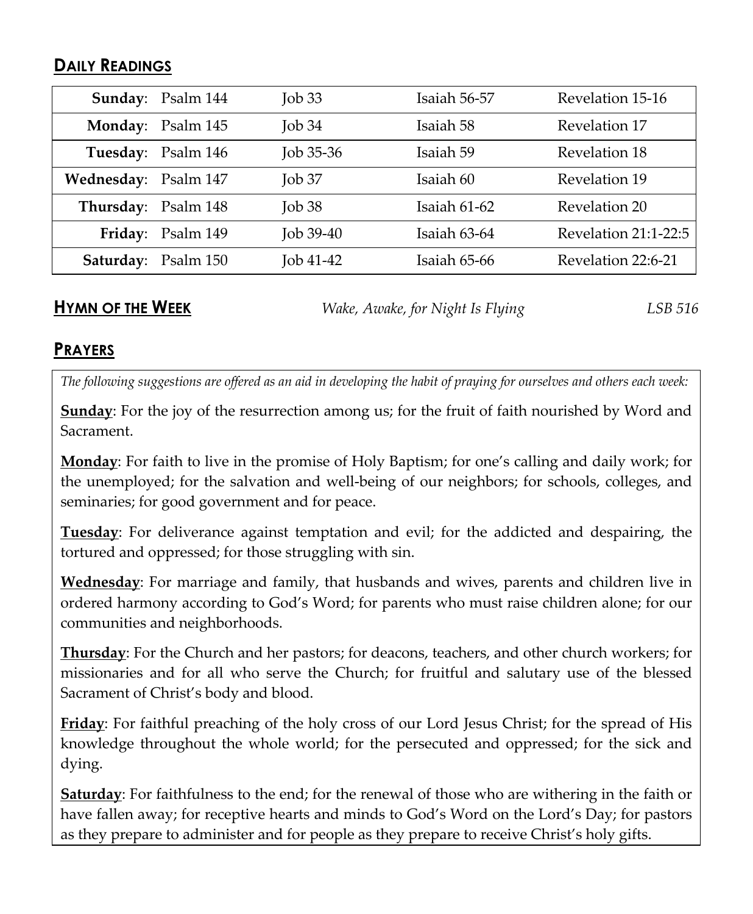## DAILY READINGS

| | | | | |
|---|---|---|---|---|
| **Sunday**: | Psalm 144 | Job 33 | Isaiah 56-57 | Revelation 15-16 |
| **Monday**: | Psalm 145 | Job 34 | Isaiah 58 | Revelation 17 |
| **Tuesday**: | Psalm 146 | Job 35-36 | Isaiah 59 | Revelation 18 |
| **Wednesday**: | Psalm 147 | Job 37 | Isaiah 60 | Revelation 19 |
| **Thursday**: | Psalm 148 | Job 38 | Isaiah 61-62 | Revelation 20 |
| **Friday**: | Psalm 149 | Job 39-40 | Isaiah 63-64 | Revelation 21:1-22:5 |
| **Saturday**: | Psalm 150 | Job 41-42 | Isaiah 65-66 | Revelation 22:6-21 |

## HYMN OF THE WEEK

*Wake, Awake, for Night Is Flying* *LSB 516*

## PRAYERS

*The following suggestions are offered as an aid in developing the habit of praying for ourselves and others each week:*

**Sunday**: For the joy of the resurrection among us; for the fruit of faith nourished by Word and Sacrament.

**Monday**: For faith to live in the promise of Holy Baptism; for one's calling and daily work; for the unemployed; for the salvation and well-being of our neighbors; for schools, colleges, and seminaries; for good government and for peace.

**Tuesday**: For deliverance against temptation and evil; for the addicted and despairing, the tortured and oppressed; for those struggling with sin.

**Wednesday**: For marriage and family, that husbands and wives, parents and children live in ordered harmony according to God's Word; for parents who must raise children alone; for our communities and neighborhoods.

**Thursday**: For the Church and her pastors; for deacons, teachers, and other church workers; for missionaries and for all who serve the Church; for fruitful and salutary use of the blessed Sacrament of Christ's body and blood.

**Friday**: For faithful preaching of the holy cross of our Lord Jesus Christ; for the spread of His knowledge throughout the whole world; for the persecuted and oppressed; for the sick and dying.

**Saturday**: For faithfulness to the end; for the renewal of those who are withering in the faith or have fallen away; for receptive hearts and minds to God's Word on the Lord's Day; for pastors as they prepare to administer and for people as they prepare to receive Christ's holy gifts.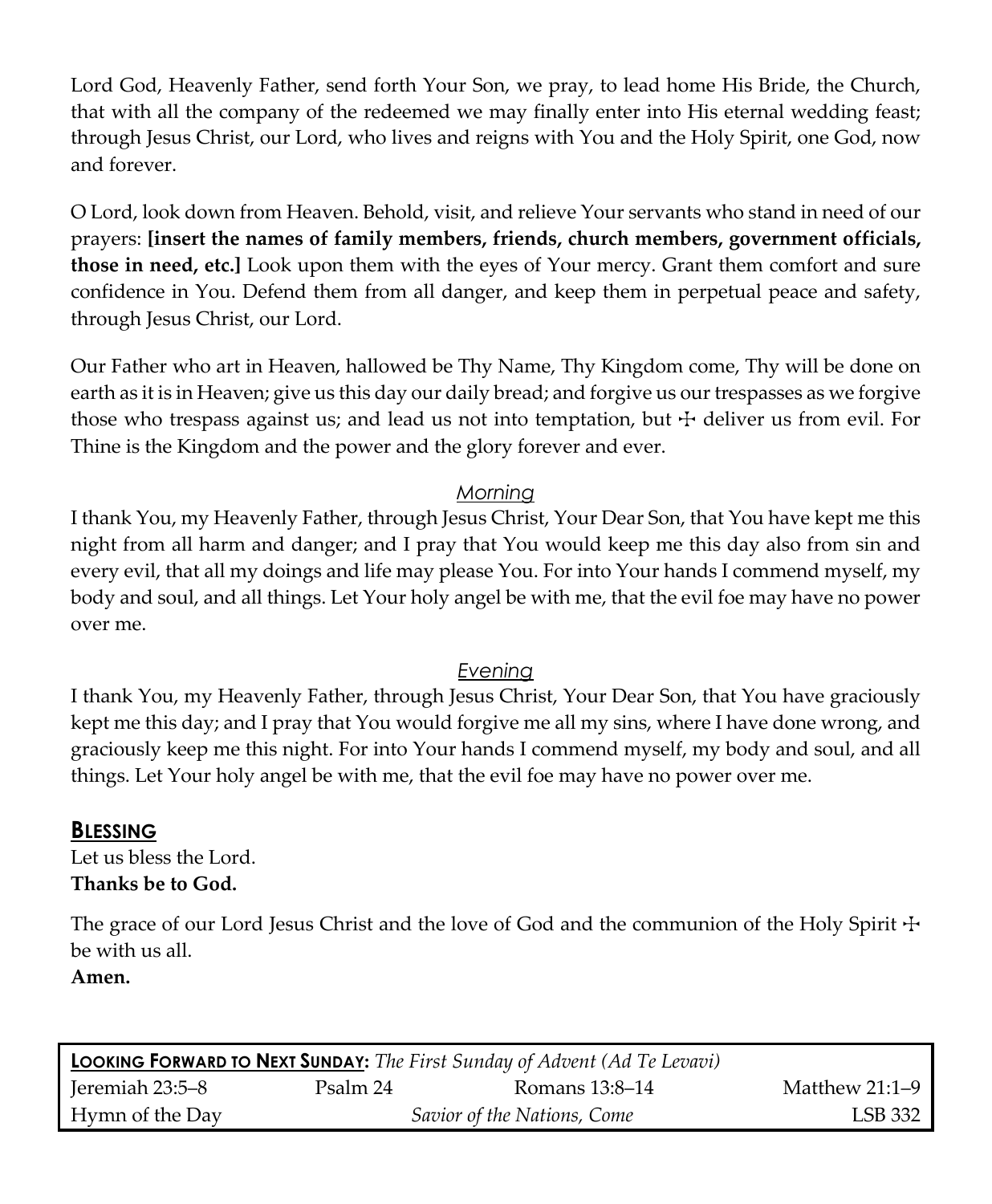Lord God, Heavenly Father, send forth Your Son, we pray, to lead home His Bride, the Church, that with all the company of the redeemed we may finally enter into His eternal wedding feast; through Jesus Christ, our Lord, who lives and reigns with You and the Holy Spirit, one God, now and forever.

O Lord, look down from Heaven. Behold, visit, and relieve Your servants who stand in need of our prayers: **[insert the names of family members, friends, church members, government officials, those in need, etc.]** Look upon them with the eyes of Your mercy. Grant them comfort and sure confidence in You. Defend them from all danger, and keep them in perpetual peace and safety, through Jesus Christ, our Lord.

Our Father who art in Heaven, hallowed be Thy Name, Thy Kingdom come, Thy will be done on earth as it is in Heaven; give us this day our daily bread; and forgive us our trespasses as we forgive those who trespass against us; and lead us not into temptation, but ☩ deliver us from evil. For Thine is the Kingdom and the power and the glory forever and ever.

*Morning*

I thank You, my Heavenly Father, through Jesus Christ, Your Dear Son, that You have kept me this night from all harm and danger; and I pray that You would keep me this day also from sin and every evil, that all my doings and life may please You. For into Your hands I commend myself, my body and soul, and all things. Let Your holy angel be with me, that the evil foe may have no power over me.

*Evening*

I thank You, my Heavenly Father, through Jesus Christ, Your Dear Son, that You have graciously kept me this day; and I pray that You would forgive me all my sins, where I have done wrong, and graciously keep me this night. For into Your hands I commend myself, my body and soul, and all things. Let Your holy angel be with me, that the evil foe may have no power over me.

## BLESSING

Let us bless the Lord.
**Thanks be to God.**

The grace of our Lord Jesus Christ and the love of God and the communion of the Holy Spirit ☩ be with us all.
**Amen.**

| **LOOKING FORWARD TO NEXT SUNDAY:** *The First Sunday of Advent (Ad Te Levavi)* | | | |
|---|---|---|---|
| Jeremiah 23:5–8 | Psalm 24 | Romans 13:8–14 | Matthew 21:1–9 |
| Hymn of the Day | *Savior of the Nations, Come* | | LSB 332 |